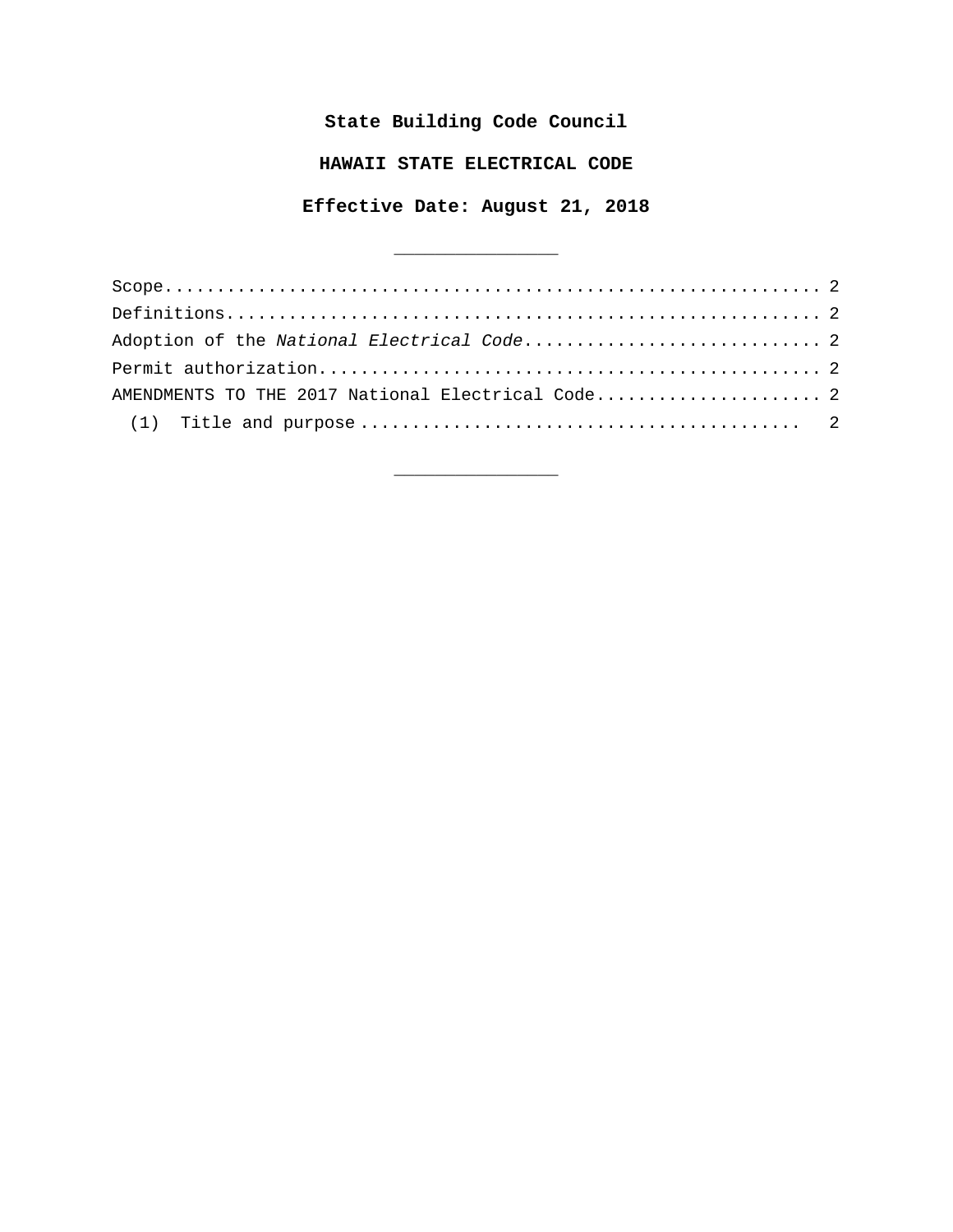**State Building Code Council**

**HAWAII STATE ELECTRICAL CODE**

**Effective Date: August 21, 2018**

---

Scope........................................................... 2
Definitions..................................................... 2
Adoption of the *National Electrical Code*............................ 2
Permit authorization............................................ 2
AMENDMENTS TO THE 2017 National Electrical Code...................... 2
  (1) Title and purpose ..........................................  2

---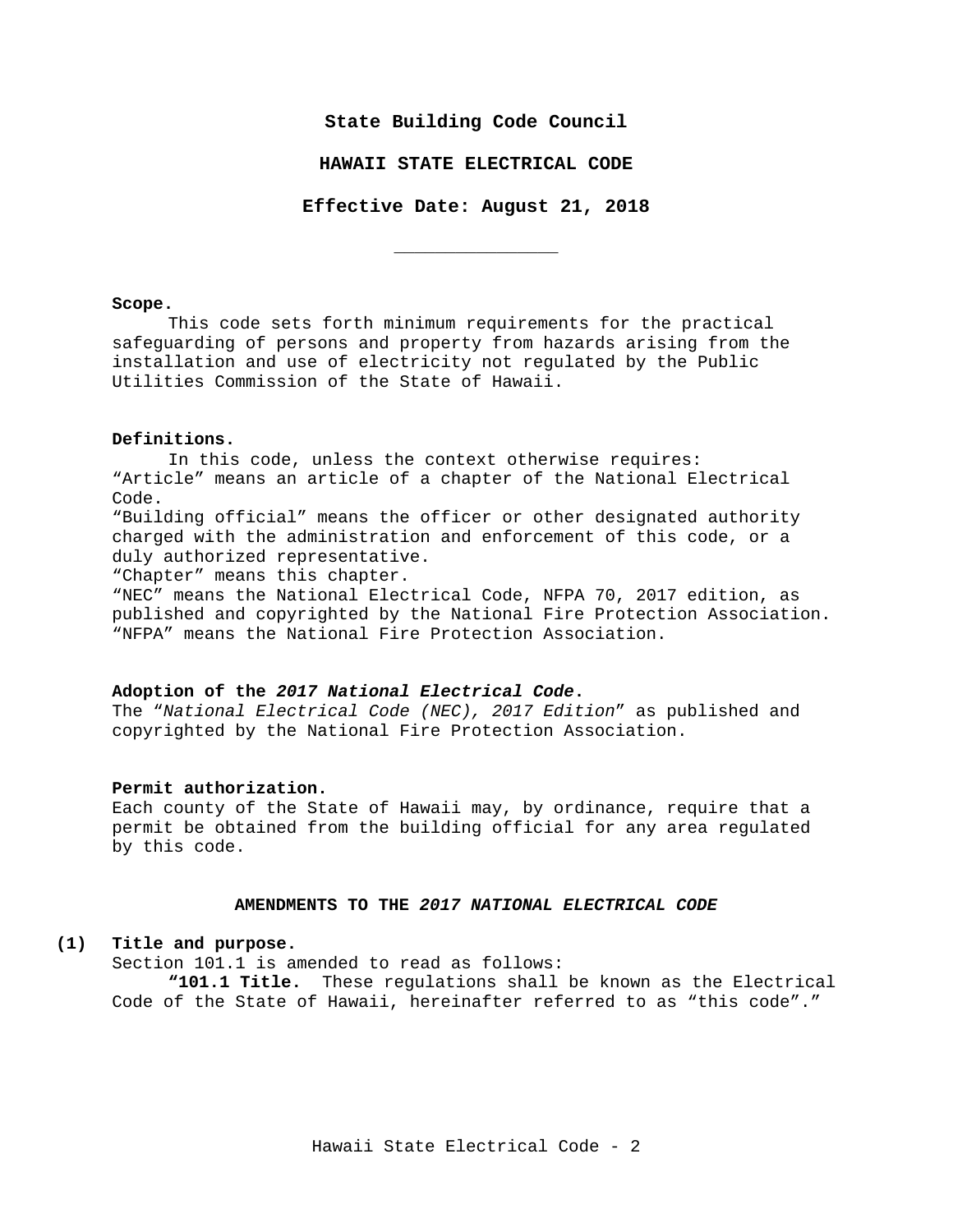**State Building Code Council**

**HAWAII STATE ELECTRICAL CODE**

**Effective Date: August 21, 2018**

---

**Scope.**

This code sets forth minimum requirements for the practical safeguarding of persons and property from hazards arising from the installation and use of electricity not regulated by the Public Utilities Commission of the State of Hawaii.

**Definitions.**

In this code, unless the context otherwise requires:
"Article" means an article of a chapter of the National Electrical Code.
"Building official" means the officer or other designated authority charged with the administration and enforcement of this code, or a duly authorized representative.
"Chapter" means this chapter.
"NEC" means the National Electrical Code, NFPA 70, 2017 edition, as published and copyrighted by the National Fire Protection Association.
"NFPA" means the National Fire Protection Association.

**Adoption of the *2017 National Electrical Code*.**
The "*National Electrical Code (NEC), 2017 Edition*" as published and copyrighted by the National Fire Protection Association.

**Permit authorization.**
Each county of the State of Hawaii may, by ordinance, require that a permit be obtained from the building official for any area regulated by this code.

**AMENDMENTS TO THE *2017 NATIONAL ELECTRICAL CODE***

**(1) Title and purpose.**
Section 101.1 is amended to read as follows:

**"101.1 Title.** These regulations shall be known as the Electrical Code of the State of Hawaii, hereinafter referred to as "this code"."